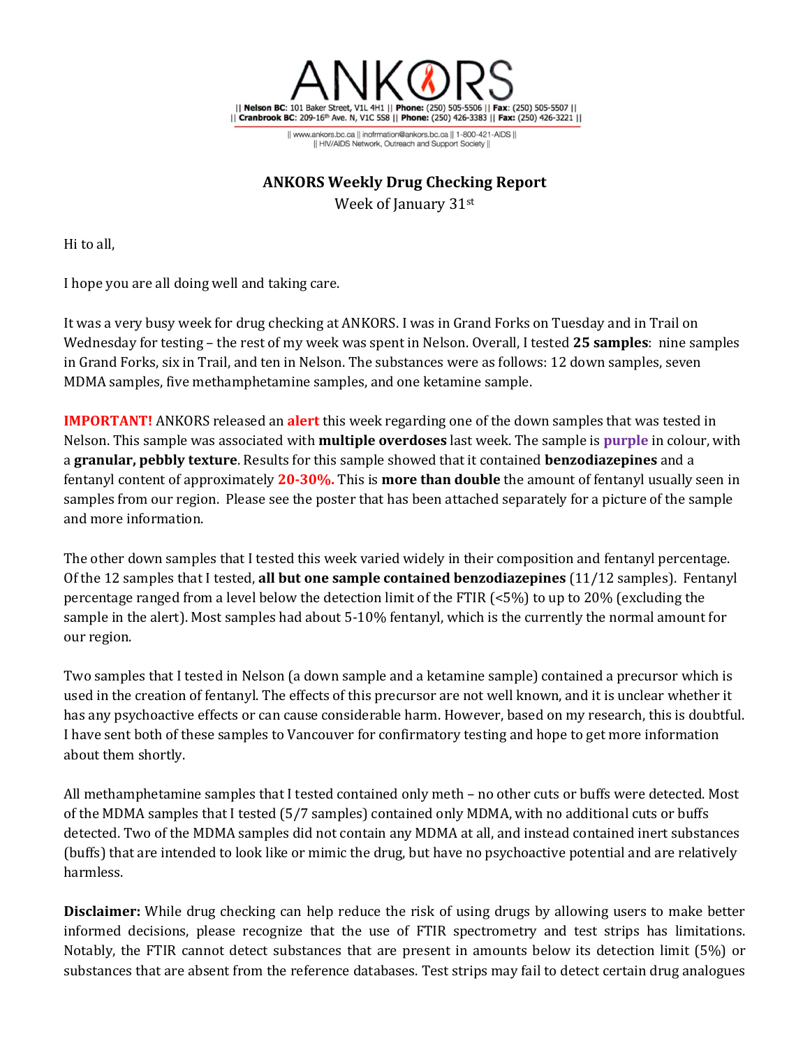ANKORS

|| Nelson BC: 101 Baker Street, V1L 4H1 || Phone: (250) 505-5506 || Fax: (250) 505-5507 ||
|| Cranbrook BC: 209-16th Ave. N, V1C 5S8 || Phone: (250) 426-3383 || Fax: (250) 426-3221 ||

|| www.ankors.bc.ca || inofrmation@ankors.bc.ca || 1-800-421-AIDS ||
|| HIV/AIDS Network, Outreach and Support Society ||

# ANKORS Weekly Drug Checking Report

Week of January 31st

Hi to all,

I hope you are all doing well and taking care.

It was a very busy week for drug checking at ANKORS. I was in Grand Forks on Tuesday and in Trail on Wednesday for testing – the rest of my week was spent in Nelson. Overall, I tested **25 samples**: nine samples in Grand Forks, six in Trail, and ten in Nelson. The substances were as follows: 12 down samples, seven MDMA samples, five methamphetamine samples, and one ketamine sample.

**IMPORTANT!** ANKORS released an **alert** this week regarding one of the down samples that was tested in Nelson. This sample was associated with **multiple overdoses** last week. The sample is **purple** in colour, with a **granular, pebbly texture**. Results for this sample showed that it contained **benzodiazepines** and a fentanyl content of approximately **20-30%.** This is **more than double** the amount of fentanyl usually seen in samples from our region. Please see the poster that has been attached separately for a picture of the sample and more information.

The other down samples that I tested this week varied widely in their composition and fentanyl percentage. Of the 12 samples that I tested, **all but one sample contained benzodiazepines** (11/12 samples). Fentanyl percentage ranged from a level below the detection limit of the FTIR (<5%) to up to 20% (excluding the sample in the alert). Most samples had about 5-10% fentanyl, which is the currently the normal amount for our region.

Two samples that I tested in Nelson (a down sample and a ketamine sample) contained a precursor which is used in the creation of fentanyl. The effects of this precursor are not well known, and it is unclear whether it has any psychoactive effects or can cause considerable harm. However, based on my research, this is doubtful. I have sent both of these samples to Vancouver for confirmatory testing and hope to get more information about them shortly.

All methamphetamine samples that I tested contained only meth – no other cuts or buffs were detected. Most of the MDMA samples that I tested (5/7 samples) contained only MDMA, with no additional cuts or buffs detected. Two of the MDMA samples did not contain any MDMA at all, and instead contained inert substances (buffs) that are intended to look like or mimic the drug, but have no psychoactive potential and are relatively harmless.

**Disclaimer:** While drug checking can help reduce the risk of using drugs by allowing users to make better informed decisions, please recognize that the use of FTIR spectrometry and test strips has limitations. Notably, the FTIR cannot detect substances that are present in amounts below its detection limit (5%) or substances that are absent from the reference databases. Test strips may fail to detect certain drug analogues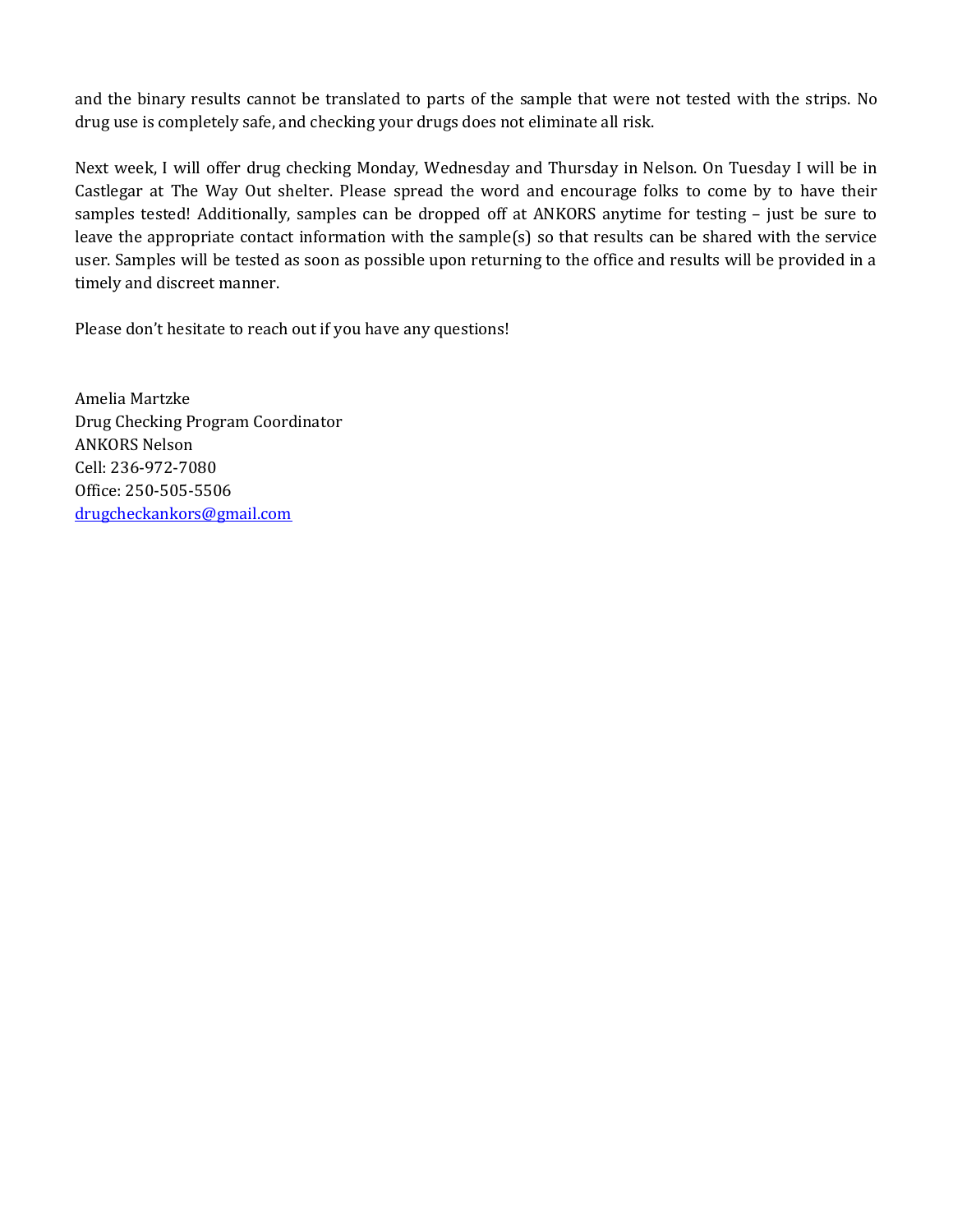and the binary results cannot be translated to parts of the sample that were not tested with the strips. No drug use is completely safe, and checking your drugs does not eliminate all risk.

Next week, I will offer drug checking Monday, Wednesday and Thursday in Nelson. On Tuesday I will be in Castlegar at The Way Out shelter. Please spread the word and encourage folks to come by to have their samples tested! Additionally, samples can be dropped off at ANKORS anytime for testing – just be sure to leave the appropriate contact information with the sample(s) so that results can be shared with the service user. Samples will be tested as soon as possible upon returning to the office and results will be provided in a timely and discreet manner.

Please don't hesitate to reach out if you have any questions!

Amelia Martzke
Drug Checking Program Coordinator
ANKORS Nelson
Cell: 236-972-7080
Office: 250-505-5506
drugcheckankors@gmail.com